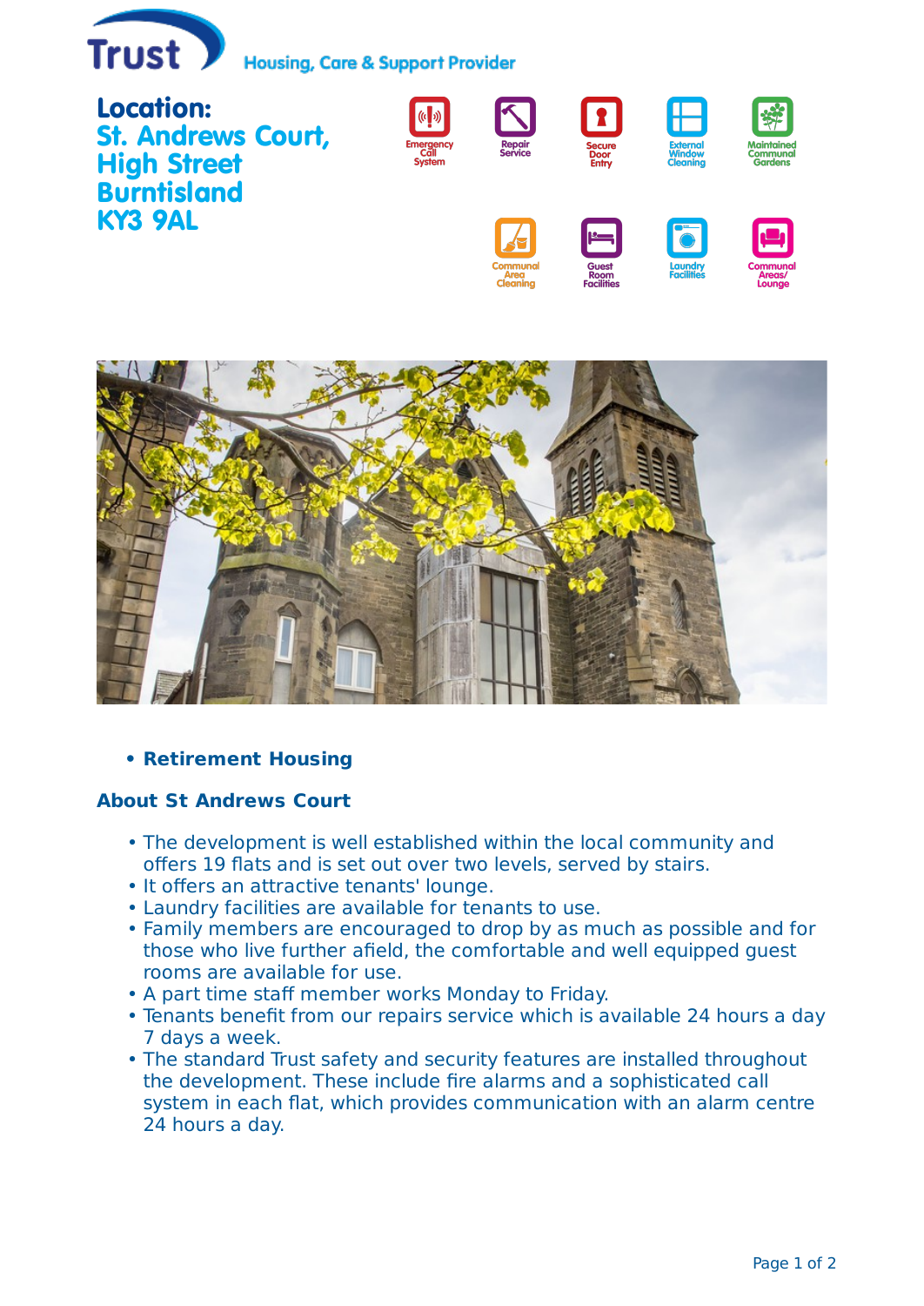Trust Housing, Care & Support Provider

**Location:**
**St. Andrews Court,**
**High Street**
**Burntisland**
**KY3 9AL**

Emergency Call System | Repair Service | Secure Door Entry | External Window Cleaning | Maintained Communal Gardens | Communal Area Cleaning | Guest Room Facilities | Laundry Facilities | Communal Areas/ Lounge

- **Retirement Housing**

## About St Andrews Court

- The development is well established within the local community and offers 19 flats and is set out over two levels, served by stairs.
- It offers an attractive tenants' lounge.
- Laundry facilities are available for tenants to use.
- Family members are encouraged to drop by as much as possible and for those who live further afield, the comfortable and well equipped guest rooms are available for use.
- A part time staff member works Monday to Friday.
- Tenants benefit from our repairs service which is available 24 hours a day 7 days a week.
- The standard Trust safety and security features are installed throughout the development. These include fire alarms and a sophisticated call system in each flat, which provides communication with an alarm centre 24 hours a day.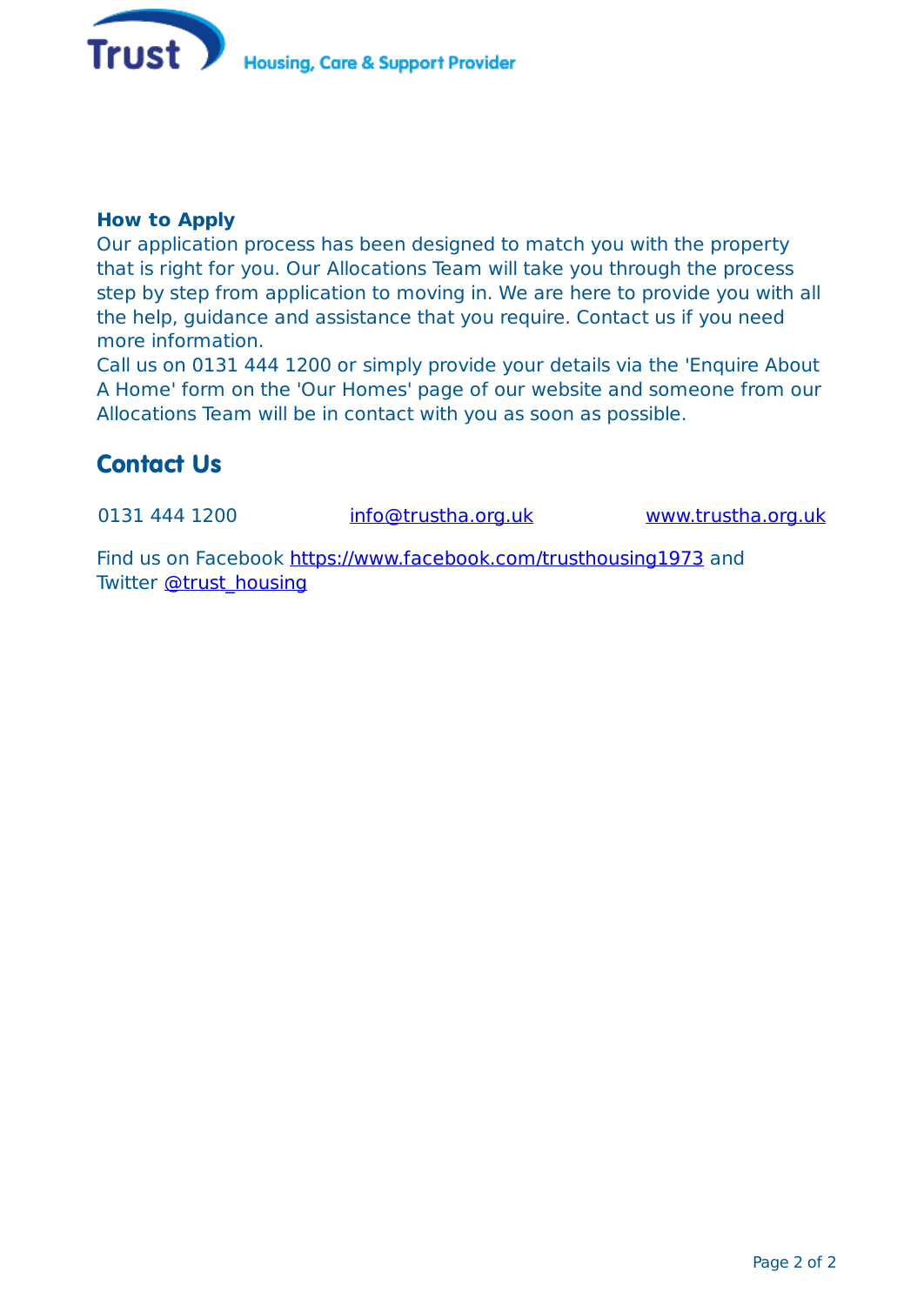### How to Apply

Our application process has been designed to match you with the property that is right for you. Our Allocations Team will take you through the process step by step from application to moving in. We are here to provide you with all the help, guidance and assistance that you require. Contact us if you need more information.
Call us on 0131 444 1200 or simply provide your details via the 'Enquire About A Home' form on the 'Our Homes' page of our website and someone from our Allocations Team will be in contact with you as soon as possible.

## Contact Us

0131 444 1200 info@trustha.org.uk www.trustha.org.uk

Find us on Facebook https://www.facebook.com/trusthousing1973 and Twitter @trust_housing